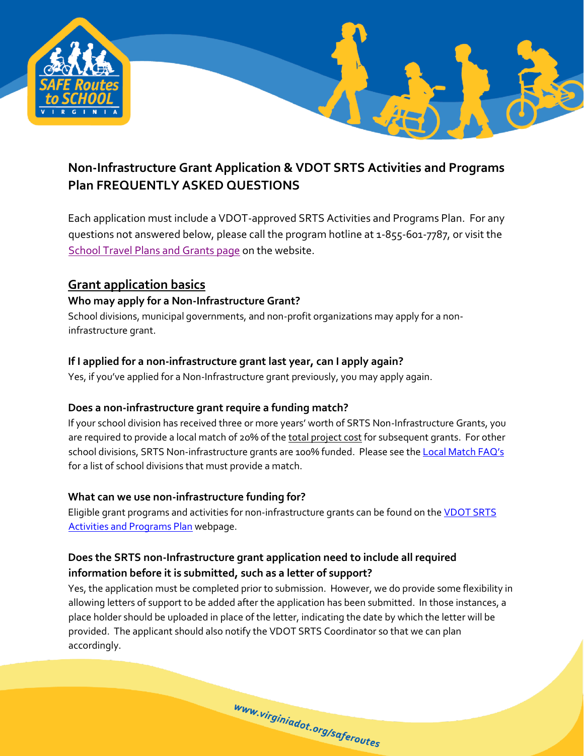# Non-Infrastructure Grant Application & VDOT SRTS Activities and Programs Plan FREQUENTLY ASKED QUESTIONS

Each application must include a VDOT-approved SRTS Activities and Programs Plan. For any questions not answered below, please call the program hotline at 1-855-601-7787, or visit the School Travel Plans and Grants page on the website.

## Grant application basics

### Who may apply for a Non-Infrastructure Grant?

School divisions, municipal governments, and non-profit organizations may apply for a non-infrastructure grant.

### If I applied for a non-infrastructure grant last year, can I apply again?

Yes, if you've applied for a Non-Infrastructure grant previously, you may apply again.

### Does a non-infrastructure grant require a funding match?

If your school division has received three or more years' worth of SRTS Non-Infrastructure Grants, you are required to provide a local match of 20% of the total project cost for subsequent grants. For other school divisions, SRTS Non-infrastructure grants are 100% funded. Please see the Local Match FAQ's for a list of school divisions that must provide a match.

### What can we use non-infrastructure funding for?

Eligible grant programs and activities for non-infrastructure grants can be found on the VDOT SRTS Activities and Programs Plan webpage.

### Does the SRTS non-Infrastructure grant application need to include all required information before it is submitted, such as a letter of support?

Yes, the application must be completed prior to submission. However, we do provide some flexibility in allowing letters of support to be added after the application has been submitted. In those instances, a place holder should be uploaded in place of the letter, indicating the date by which the letter will be provided. The applicant should also notify the VDOT SRTS Coordinator so that we can plan accordingly.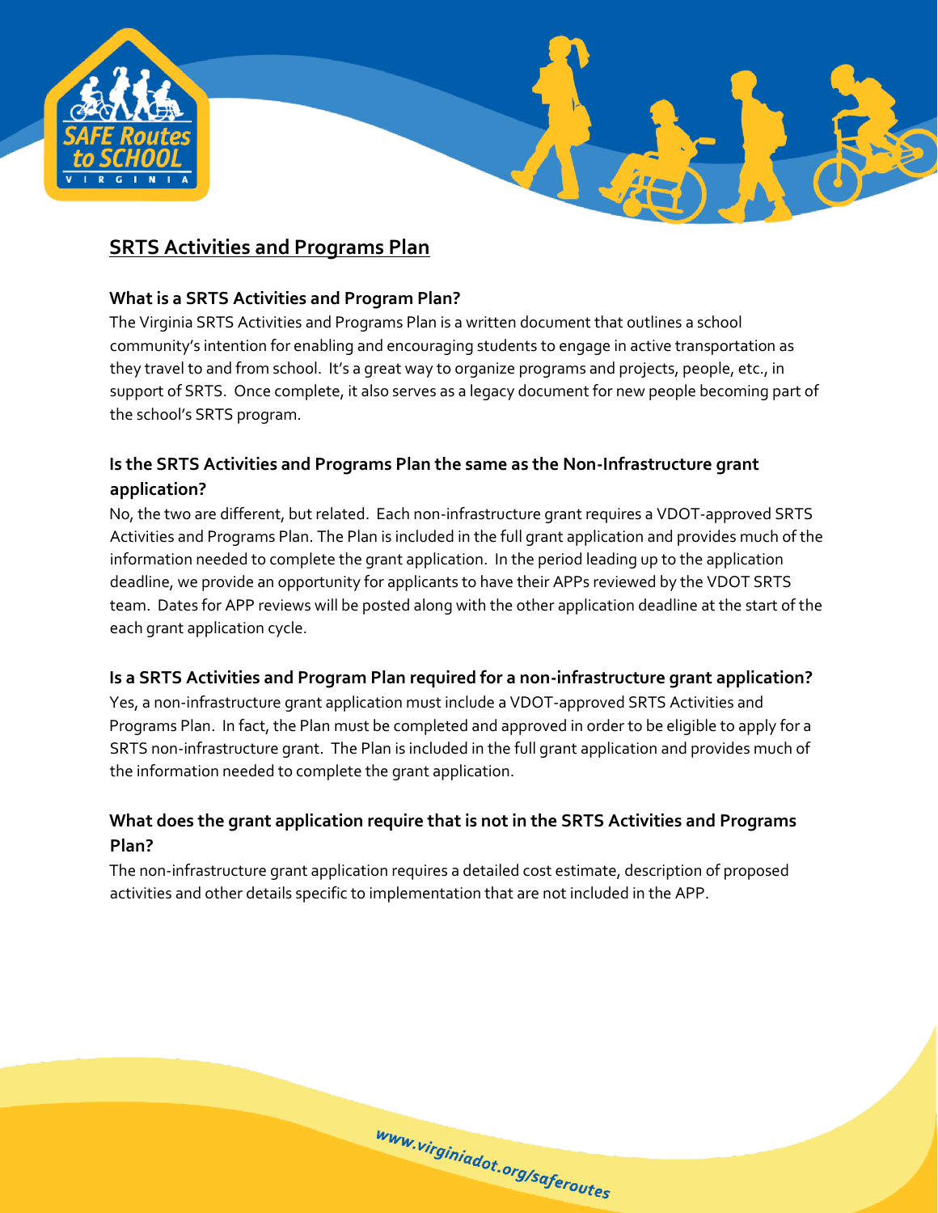## SRTS Activities and Programs Plan

### What is a SRTS Activities and Program Plan?

The Virginia SRTS Activities and Programs Plan is a written document that outlines a school community's intention for enabling and encouraging students to engage in active transportation as they travel to and from school. It's a great way to organize programs and projects, people, etc., in support of SRTS. Once complete, it also serves as a legacy document for new people becoming part of the school's SRTS program.

### Is the SRTS Activities and Programs Plan the same as the Non-Infrastructure grant application?

No, the two are different, but related. Each non-infrastructure grant requires a VDOT-approved SRTS Activities and Programs Plan. The Plan is included in the full grant application and provides much of the information needed to complete the grant application. In the period leading up to the application deadline, we provide an opportunity for applicants to have their APPs reviewed by the VDOT SRTS team. Dates for APP reviews will be posted along with the other application deadline at the start of the each grant application cycle.

### Is a SRTS Activities and Program Plan required for a non-infrastructure grant application?

Yes, a non-infrastructure grant application must include a VDOT-approved SRTS Activities and Programs Plan. In fact, the Plan must be completed and approved in order to be eligible to apply for a SRTS non-infrastructure grant. The Plan is included in the full grant application and provides much of the information needed to complete the grant application.

### What does the grant application require that is not in the SRTS Activities and Programs Plan?

The non-infrastructure grant application requires a detailed cost estimate, description of proposed activities and other details specific to implementation that are not included in the APP.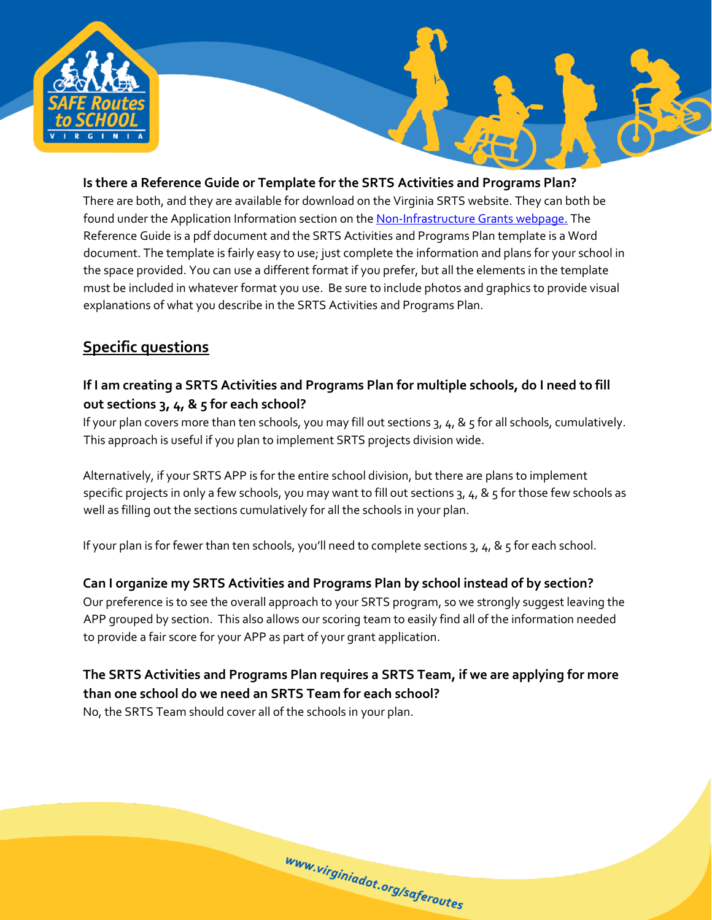**Is there a Reference Guide or Template for the SRTS Activities and Programs Plan?**

There are both, and they are available for download on the Virginia SRTS website. They can both be found under the Application Information section on the [Non-Infrastructure Grants webpage.](#) The Reference Guide is a pdf document and the SRTS Activities and Programs Plan template is a Word document. The template is fairly easy to use; just complete the information and plans for your school in the space provided. You can use a different format if you prefer, but all the elements in the template must be included in whatever format you use. Be sure to include photos and graphics to provide visual explanations of what you describe in the SRTS Activities and Programs Plan.

## Specific questions

### If I am creating a SRTS Activities and Programs Plan for multiple schools, do I need to fill out sections 3, 4, & 5 for each school?

If your plan covers more than ten schools, you may fill out sections 3, 4, & 5 for all schools, cumulatively. This approach is useful if you plan to implement SRTS projects division wide.

Alternatively, if your SRTS APP is for the entire school division, but there are plans to implement specific projects in only a few schools, you may want to fill out sections 3, 4, & 5 for those few schools as well as filling out the sections cumulatively for all the schools in your plan.

If your plan is for fewer than ten schools, you'll need to complete sections 3, 4, & 5 for each school.

### Can I organize my SRTS Activities and Programs Plan by school instead of by section?

Our preference is to see the overall approach to your SRTS program, so we strongly suggest leaving the APP grouped by section. This also allows our scoring team to easily find all of the information needed to provide a fair score for your APP as part of your grant application.

### The SRTS Activities and Programs Plan requires a SRTS Team, if we are applying for more than one school do we need an SRTS Team for each school?

No, the SRTS Team should cover all of the schools in your plan.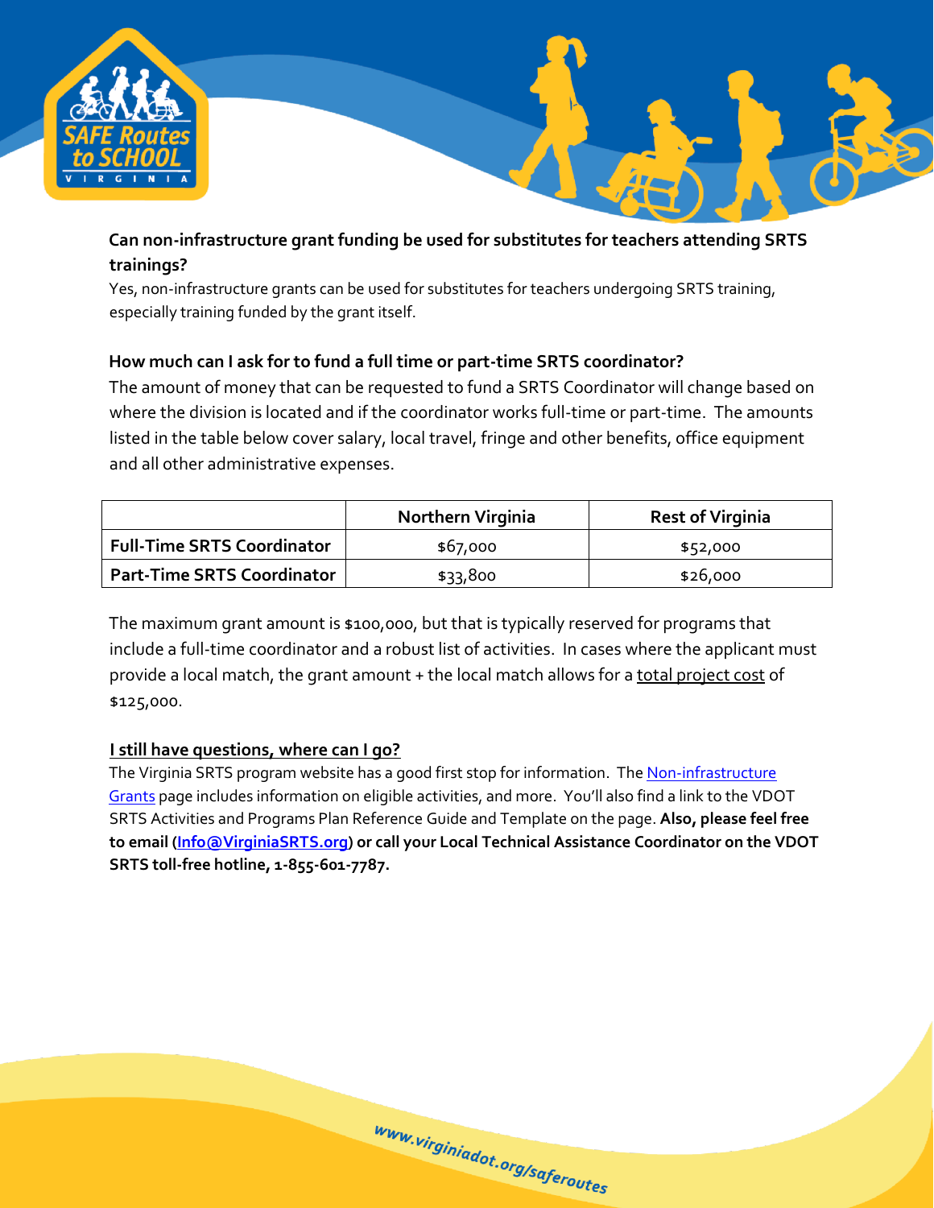**Can non-infrastructure grant funding be used for substitutes for teachers attending SRTS trainings?**

Yes, non-infrastructure grants can be used for substitutes for teachers undergoing SRTS training, especially training funded by the grant itself.

**How much can I ask for to fund a full time or part-time SRTS coordinator?**

The amount of money that can be requested to fund a SRTS Coordinator will change based on where the division is located and if the coordinator works full-time or part-time. The amounts listed in the table below cover salary, local travel, fringe and other benefits, office equipment and all other administrative expenses.

| | Northern Virginia | Rest of Virginia |
|---|---|---|
| **Full-Time SRTS Coordinator** | $67,000 | $52,000 |
| **Part-Time SRTS Coordinator** | $33,800 | $26,000 |

The maximum grant amount is $100,000, but that is typically reserved for programs that include a full-time coordinator and a robust list of activities. In cases where the applicant must provide a local match, the grant amount + the local match allows for a total project cost of $125,000.

**I still have questions, where can I go?**

The Virginia SRTS program website has a good first stop for information. The Non-infrastructure Grants page includes information on eligible activities, and more. You'll also find a link to the VDOT SRTS Activities and Programs Plan Reference Guide and Template on the page. **Also, please feel free to email (Info@VirginiaSRTS.org) or call your Local Technical Assistance Coordinator on the VDOT SRTS toll-free hotline, 1-855-601-7787.**

www.virginiadot.org/saferoutes